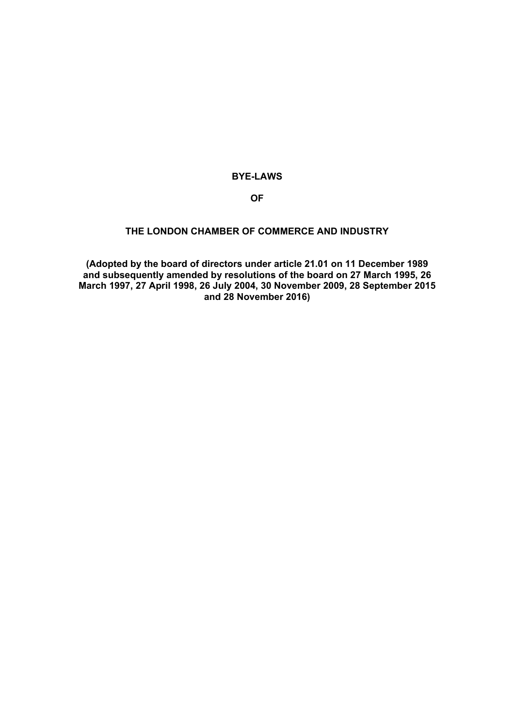# BYE-LAWS

# OF

# THE LONDON CHAMBER OF COMMERCE AND INDUSTRY

**(Adopted by the board of directors under article 21.01 on 11 December 1989 and subsequently amended by resolutions of the board on 27 March 1995, 26 March 1997, 27 April 1998, 26 July 2004, 30 November 2009, 28 September 2015 and 28 November 2016)**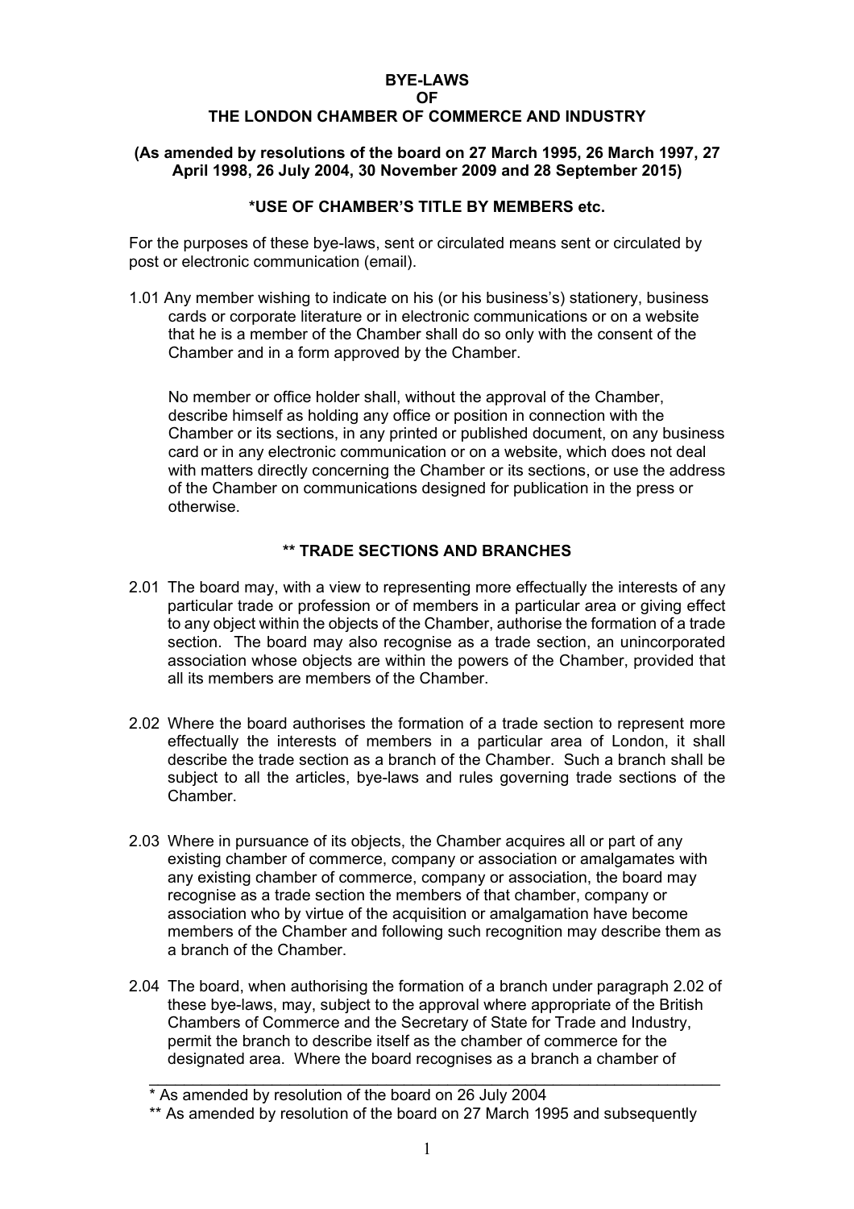# BYE-LAWS
# OF
# THE LONDON CHAMBER OF COMMERCE AND INDUSTRY

**(As amended by resolutions of the board on 27 March 1995, 26 March 1997, 27 April 1998, 26 July 2004, 30 November 2009 and 28 September 2015)**

## *USE OF CHAMBER'S TITLE BY MEMBERS etc.

For the purposes of these bye-laws, sent or circulated means sent or circulated by post or electronic communication (email).

1.01 Any member wishing to indicate on his (or his business's) stationery, business cards or corporate literature or in electronic communications or on a website that he is a member of the Chamber shall do so only with the consent of the Chamber and in a form approved by the Chamber.

No member or office holder shall, without the approval of the Chamber, describe himself as holding any office or position in connection with the Chamber or its sections, in any printed or published document, on any business card or in any electronic communication or on a website, which does not deal with matters directly concerning the Chamber or its sections, or use the address of the Chamber on communications designed for publication in the press or otherwise.

## ** TRADE SECTIONS AND BRANCHES

2.01 The board may, with a view to representing more effectually the interests of any particular trade or profession or of members in a particular area or giving effect to any object within the objects of the Chamber, authorise the formation of a trade section. The board may also recognise as a trade section, an unincorporated association whose objects are within the powers of the Chamber, provided that all its members are members of the Chamber.

2.02 Where the board authorises the formation of a trade section to represent more effectually the interests of members in a particular area of London, it shall describe the trade section as a branch of the Chamber. Such a branch shall be subject to all the articles, bye-laws and rules governing trade sections of the Chamber.

2.03 Where in pursuance of its objects, the Chamber acquires all or part of any existing chamber of commerce, company or association or amalgamates with any existing chamber of commerce, company or association, the board may recognise as a trade section the members of that chamber, company or association who by virtue of the acquisition or amalgamation have become members of the Chamber and following such recognition may describe them as a branch of the Chamber.

2.04 The board, when authorising the formation of a branch under paragraph 2.02 of these bye-laws, may, subject to the approval where appropriate of the British Chambers of Commerce and the Secretary of State for Trade and Industry, permit the branch to describe itself as the chamber of commerce for the designated area. Where the board recognises as a branch a chamber of

---

\* As amended by resolution of the board on 26 July 2004

\*\* As amended by resolution of the board on 27 March 1995 and subsequently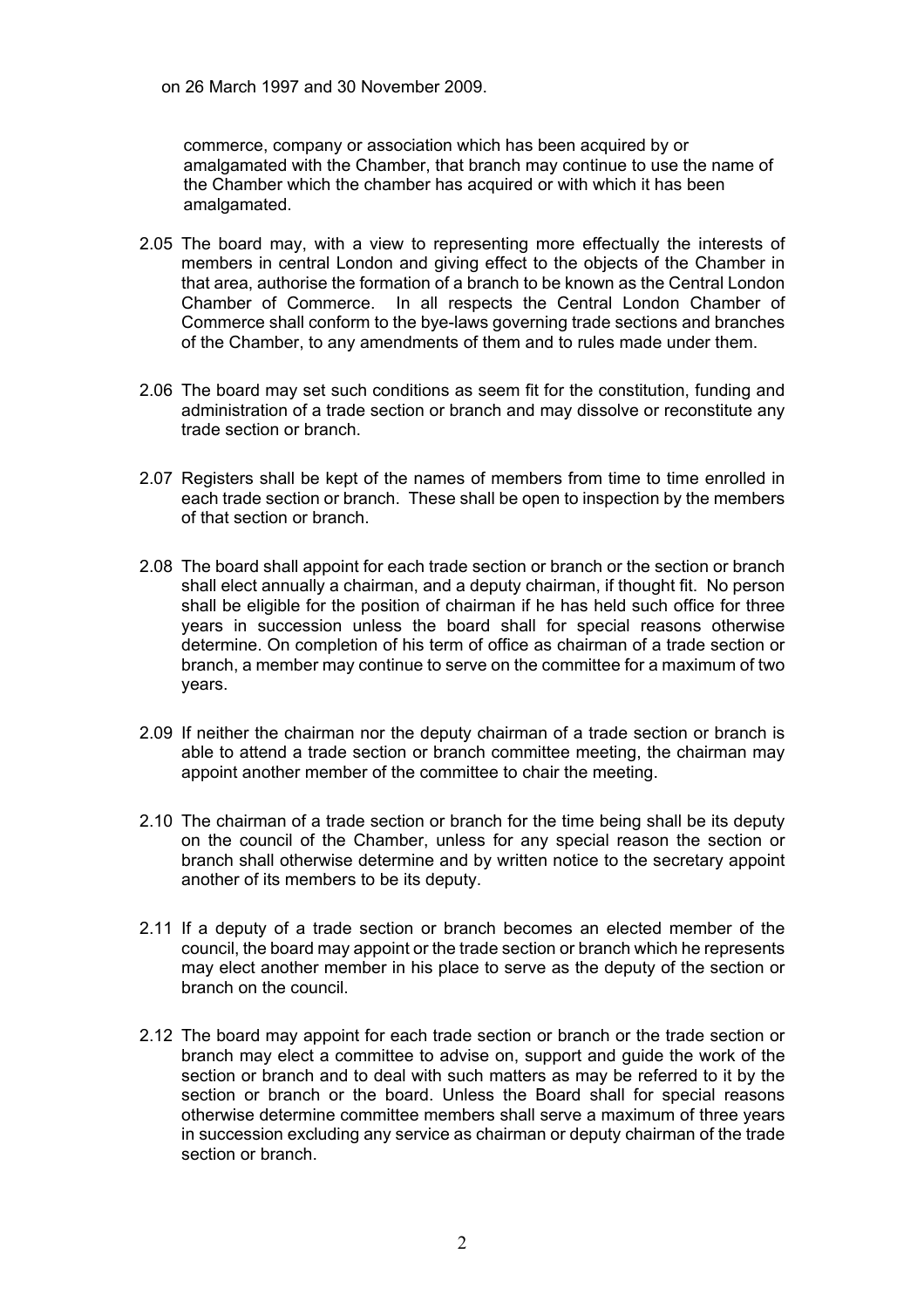on 26 March 1997 and 30 November 2009.

commerce, company or association which has been acquired by or amalgamated with the Chamber, that branch may continue to use the name of the Chamber which the chamber has acquired or with which it has been amalgamated.

2.05 The board may, with a view to representing more effectually the interests of members in central London and giving effect to the objects of the Chamber in that area, authorise the formation of a branch to be known as the Central London Chamber of Commerce. In all respects the Central London Chamber of Commerce shall conform to the bye-laws governing trade sections and branches of the Chamber, to any amendments of them and to rules made under them.

2.06 The board may set such conditions as seem fit for the constitution, funding and administration of a trade section or branch and may dissolve or reconstitute any trade section or branch.

2.07 Registers shall be kept of the names of members from time to time enrolled in each trade section or branch. These shall be open to inspection by the members of that section or branch.

2.08 The board shall appoint for each trade section or branch or the section or branch shall elect annually a chairman, and a deputy chairman, if thought fit. No person shall be eligible for the position of chairman if he has held such office for three years in succession unless the board shall for special reasons otherwise determine. On completion of his term of office as chairman of a trade section or branch, a member may continue to serve on the committee for a maximum of two years.

2.09 If neither the chairman nor the deputy chairman of a trade section or branch is able to attend a trade section or branch committee meeting, the chairman may appoint another member of the committee to chair the meeting.

2.10 The chairman of a trade section or branch for the time being shall be its deputy on the council of the Chamber, unless for any special reason the section or branch shall otherwise determine and by written notice to the secretary appoint another of its members to be its deputy.

2.11 If a deputy of a trade section or branch becomes an elected member of the council, the board may appoint or the trade section or branch which he represents may elect another member in his place to serve as the deputy of the section or branch on the council.

2.12 The board may appoint for each trade section or branch or the trade section or branch may elect a committee to advise on, support and guide the work of the section or branch and to deal with such matters as may be referred to it by the section or branch or the board. Unless the Board shall for special reasons otherwise determine committee members shall serve a maximum of three years in succession excluding any service as chairman or deputy chairman of the trade section or branch.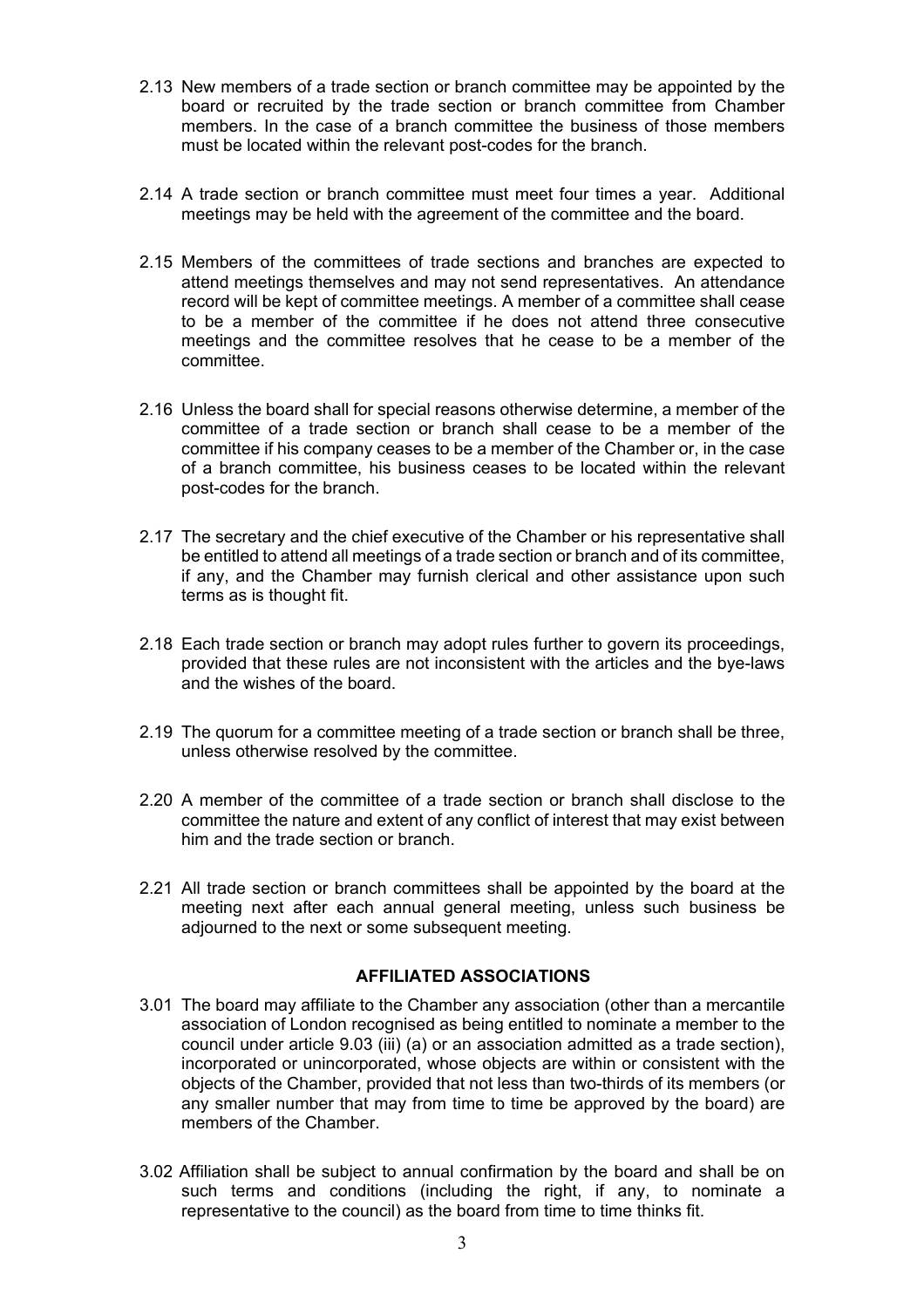2.13 New members of a trade section or branch committee may be appointed by the board or recruited by the trade section or branch committee from Chamber members. In the case of a branch committee the business of those members must be located within the relevant post-codes for the branch.

2.14 A trade section or branch committee must meet four times a year. Additional meetings may be held with the agreement of the committee and the board.

2.15 Members of the committees of trade sections and branches are expected to attend meetings themselves and may not send representatives. An attendance record will be kept of committee meetings. A member of a committee shall cease to be a member of the committee if he does not attend three consecutive meetings and the committee resolves that he cease to be a member of the committee.

2.16 Unless the board shall for special reasons otherwise determine, a member of the committee of a trade section or branch shall cease to be a member of the committee if his company ceases to be a member of the Chamber or, in the case of a branch committee, his business ceases to be located within the relevant post-codes for the branch.

2.17 The secretary and the chief executive of the Chamber or his representative shall be entitled to attend all meetings of a trade section or branch and of its committee, if any, and the Chamber may furnish clerical and other assistance upon such terms as is thought fit.

2.18 Each trade section or branch may adopt rules further to govern its proceedings, provided that these rules are not inconsistent with the articles and the bye-laws and the wishes of the board.

2.19 The quorum for a committee meeting of a trade section or branch shall be three, unless otherwise resolved by the committee.

2.20 A member of the committee of a trade section or branch shall disclose to the committee the nature and extent of any conflict of interest that may exist between him and the trade section or branch.

2.21 All trade section or branch committees shall be appointed by the board at the meeting next after each annual general meeting, unless such business be adjourned to the next or some subsequent meeting.

## AFFILIATED ASSOCIATIONS

3.01 The board may affiliate to the Chamber any association (other than a mercantile association of London recognised as being entitled to nominate a member to the council under article 9.03 (iii) (a) or an association admitted as a trade section), incorporated or unincorporated, whose objects are within or consistent with the objects of the Chamber, provided that not less than two-thirds of its members (or any smaller number that may from time to time be approved by the board) are members of the Chamber.

3.02 Affiliation shall be subject to annual confirmation by the board and shall be on such terms and conditions (including the right, if any, to nominate a representative to the council) as the board from time to time thinks fit.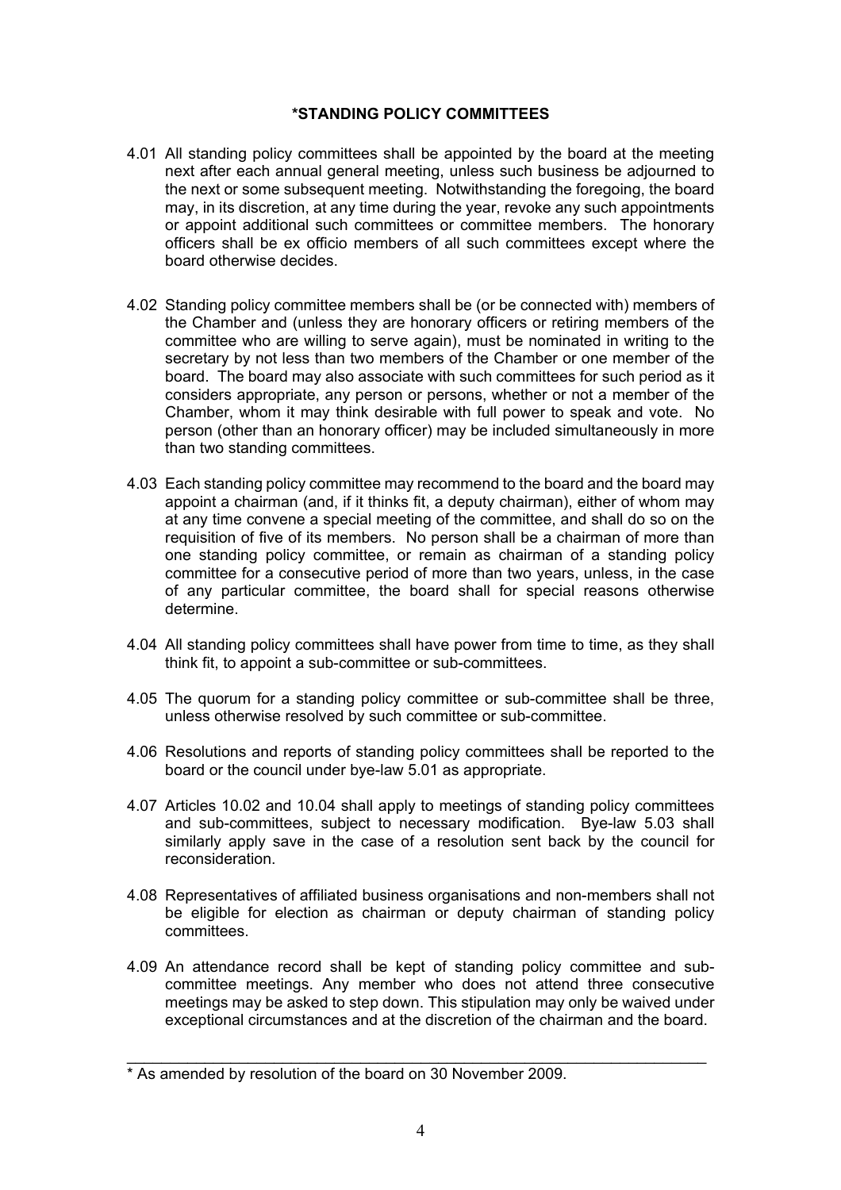## *STANDING POLICY COMMITTEES

4.01 All standing policy committees shall be appointed by the board at the meeting next after each annual general meeting, unless such business be adjourned to the next or some subsequent meeting. Notwithstanding the foregoing, the board may, in its discretion, at any time during the year, revoke any such appointments or appoint additional such committees or committee members. The honorary officers shall be ex officio members of all such committees except where the board otherwise decides.

4.02 Standing policy committee members shall be (or be connected with) members of the Chamber and (unless they are honorary officers or retiring members of the committee who are willing to serve again), must be nominated in writing to the secretary by not less than two members of the Chamber or one member of the board. The board may also associate with such committees for such period as it considers appropriate, any person or persons, whether or not a member of the Chamber, whom it may think desirable with full power to speak and vote. No person (other than an honorary officer) may be included simultaneously in more than two standing committees.

4.03 Each standing policy committee may recommend to the board and the board may appoint a chairman (and, if it thinks fit, a deputy chairman), either of whom may at any time convene a special meeting of the committee, and shall do so on the requisition of five of its members. No person shall be a chairman of more than one standing policy committee, or remain as chairman of a standing policy committee for a consecutive period of more than two years, unless, in the case of any particular committee, the board shall for special reasons otherwise determine.

4.04 All standing policy committees shall have power from time to time, as they shall think fit, to appoint a sub-committee or sub-committees.

4.05 The quorum for a standing policy committee or sub-committee shall be three, unless otherwise resolved by such committee or sub-committee.

4.06 Resolutions and reports of standing policy committees shall be reported to the board or the council under bye-law 5.01 as appropriate.

4.07 Articles 10.02 and 10.04 shall apply to meetings of standing policy committees and sub-committees, subject to necessary modification. Bye-law 5.03 shall similarly apply save in the case of a resolution sent back by the council for reconsideration.

4.08 Representatives of affiliated business organisations and non-members shall not be eligible for election as chairman or deputy chairman of standing policy committees.

4.09 An attendance record shall be kept of standing policy committee and sub-committee meetings. Any member who does not attend three consecutive meetings may be asked to step down. This stipulation may only be waived under exceptional circumstances and at the discretion of the chairman and the board.

---

* As amended by resolution of the board on 30 November 2009.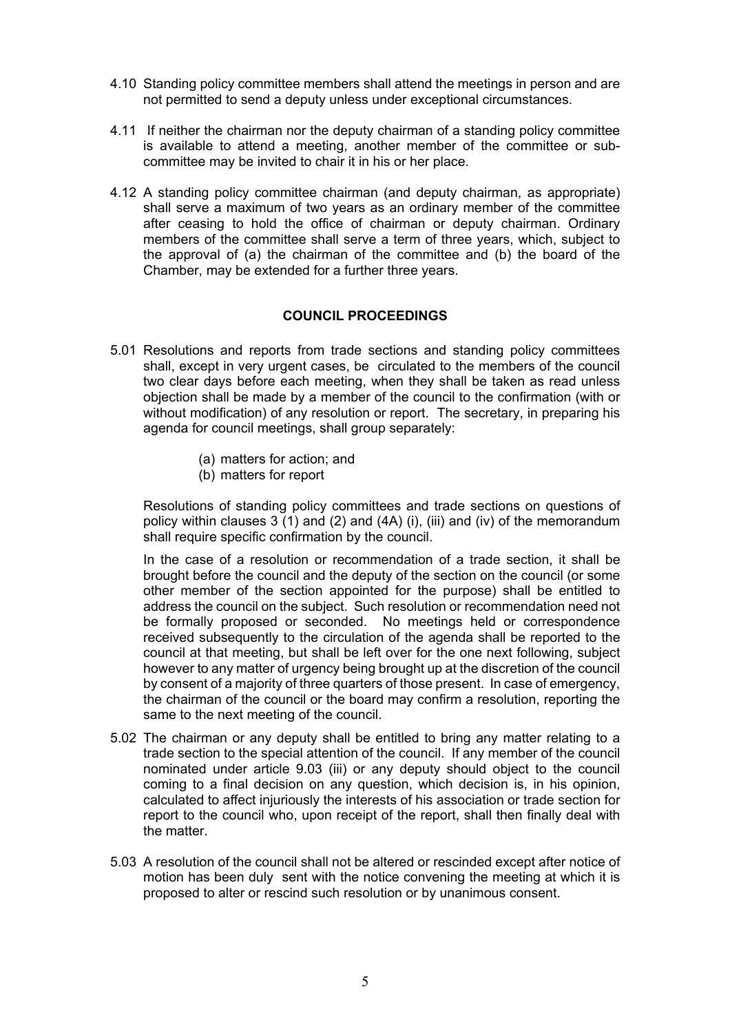4.10 Standing policy committee members shall attend the meetings in person and are not permitted to send a deputy unless under exceptional circumstances.

4.11 If neither the chairman nor the deputy chairman of a standing policy committee is available to attend a meeting, another member of the committee or sub-committee may be invited to chair it in his or her place.

4.12 A standing policy committee chairman (and deputy chairman, as appropriate) shall serve a maximum of two years as an ordinary member of the committee after ceasing to hold the office of chairman or deputy chairman. Ordinary members of the committee shall serve a term of three years, which, subject to the approval of (a) the chairman of the committee and (b) the board of the Chamber, may be extended for a further three years.

## COUNCIL PROCEEDINGS

5.01 Resolutions and reports from trade sections and standing policy committees shall, except in very urgent cases, be circulated to the members of the council two clear days before each meeting, when they shall be taken as read unless objection shall be made by a member of the council to the confirmation (with or without modification) of any resolution or report. The secretary, in preparing his agenda for council meetings, shall group separately:

(a) matters for action; and
(b) matters for report

Resolutions of standing policy committees and trade sections on questions of policy within clauses 3 (1) and (2) and (4A) (i), (iii) and (iv) of the memorandum shall require specific confirmation by the council.

In the case of a resolution or recommendation of a trade section, it shall be brought before the council and the deputy of the section on the council (or some other member of the section appointed for the purpose) shall be entitled to address the council on the subject. Such resolution or recommendation need not be formally proposed or seconded. No meetings held or correspondence received subsequently to the circulation of the agenda shall be reported to the council at that meeting, but shall be left over for the one next following, subject however to any matter of urgency being brought up at the discretion of the council by consent of a majority of three quarters of those present. In case of emergency, the chairman of the council or the board may confirm a resolution, reporting the same to the next meeting of the council.

5.02 The chairman or any deputy shall be entitled to bring any matter relating to a trade section to the special attention of the council. If any member of the council nominated under article 9.03 (iii) or any deputy should object to the council coming to a final decision on any question, which decision is, in his opinion, calculated to affect injuriously the interests of his association or trade section for report to the council who, upon receipt of the report, shall then finally deal with the matter.

5.03 A resolution of the council shall not be altered or rescinded except after notice of motion has been duly sent with the notice convening the meeting at which it is proposed to alter or rescind such resolution or by unanimous consent.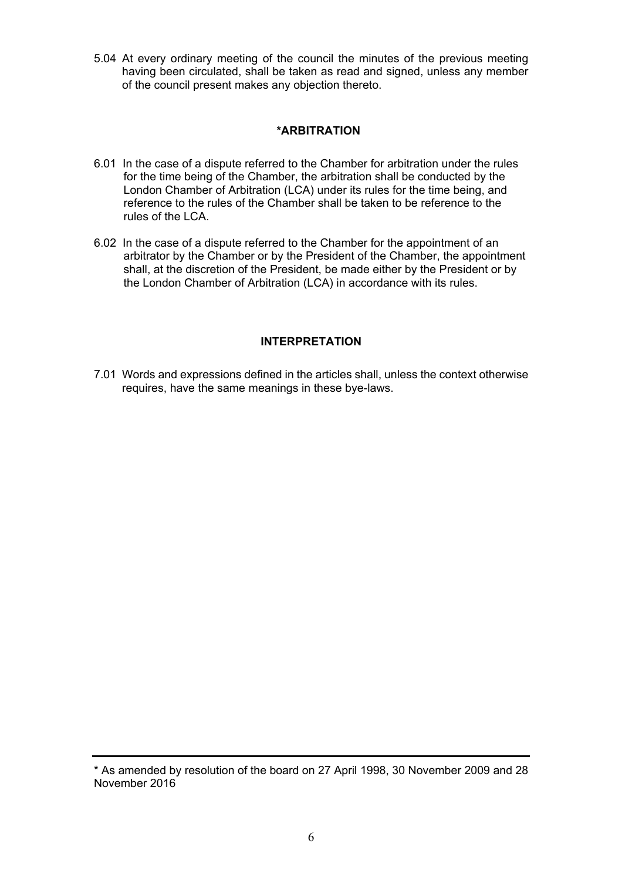5.04 At every ordinary meeting of the council the minutes of the previous meeting having been circulated, shall be taken as read and signed, unless any member of the council present makes any objection thereto.

## *ARBITRATION

6.01 In the case of a dispute referred to the Chamber for arbitration under the rules for the time being of the Chamber, the arbitration shall be conducted by the London Chamber of Arbitration (LCA) under its rules for the time being, and reference to the rules of the Chamber shall be taken to be reference to the rules of the LCA.

6.02 In the case of a dispute referred to the Chamber for the appointment of an arbitrator by the Chamber or by the President of the Chamber, the appointment shall, at the discretion of the President, be made either by the President or by the London Chamber of Arbitration (LCA) in accordance with its rules.

## INTERPRETATION

7.01 Words and expressions defined in the articles shall, unless the context otherwise requires, have the same meanings in these bye-laws.

---

* As amended by resolution of the board on 27 April 1998, 30 November 2009 and 28 November 2016